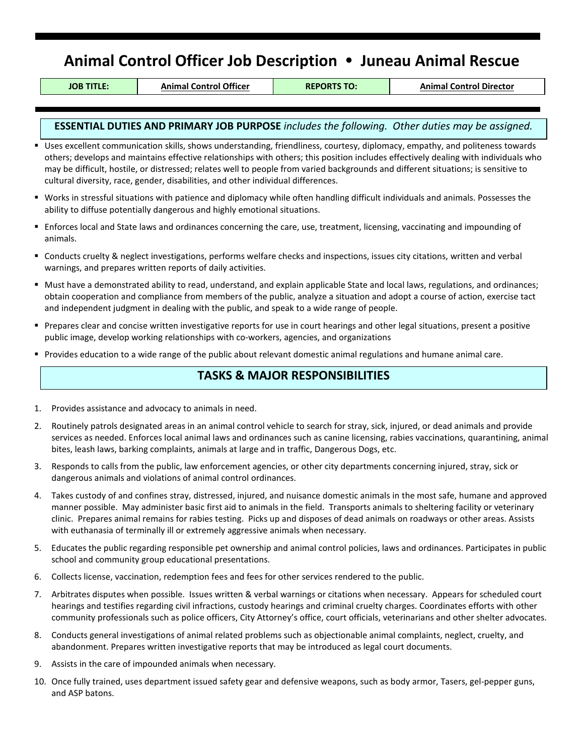# Animal Control Officer Job Description • Juneau Animal Rescue

| JOB TITLE: | Animal Control Officer | REPORTS TO: | Animal Control Director |
| --- | --- | --- | --- |

## ESSENTIAL DUTIES AND PRIMARY JOB PURPOSE *includes the following. Other duties may be assigned.*

- Uses excellent communication skills, shows understanding, friendliness, courtesy, diplomacy, empathy, and politeness towards others; develops and maintains effective relationships with others; this position includes effectively dealing with individuals who may be difficult, hostile, or distressed; relates well to people from varied backgrounds and different situations; is sensitive to cultural diversity, race, gender, disabilities, and other individual differences.
- Works in stressful situations with patience and diplomacy while often handling difficult individuals and animals. Possesses the ability to diffuse potentially dangerous and highly emotional situations.
- Enforces local and State laws and ordinances concerning the care, use, treatment, licensing, vaccinating and impounding of animals.
- Conducts cruelty & neglect investigations, performs welfare checks and inspections, issues city citations, written and verbal warnings, and prepares written reports of daily activities.
- Must have a demonstrated ability to read, understand, and explain applicable State and local laws, regulations, and ordinances; obtain cooperation and compliance from members of the public, analyze a situation and adopt a course of action, exercise tact and independent judgment in dealing with the public, and speak to a wide range of people.
- Prepares clear and concise written investigative reports for use in court hearings and other legal situations, present a positive public image, develop working relationships with co-workers, agencies, and organizations
- Provides education to a wide range of the public about relevant domestic animal regulations and humane animal care.

## TASKS & MAJOR RESPONSIBILITIES

1. Provides assistance and advocacy to animals in need.
2. Routinely patrols designated areas in an animal control vehicle to search for stray, sick, injured, or dead animals and provide services as needed. Enforces local animal laws and ordinances such as canine licensing, rabies vaccinations, quarantining, animal bites, leash laws, barking complaints, animals at large and in traffic, Dangerous Dogs, etc.
3. Responds to calls from the public, law enforcement agencies, or other city departments concerning injured, stray, sick or dangerous animals and violations of animal control ordinances.
4. Takes custody of and confines stray, distressed, injured, and nuisance domestic animals in the most safe, humane and approved manner possible. May administer basic first aid to animals in the field. Transports animals to sheltering facility or veterinary clinic. Prepares animal remains for rabies testing. Picks up and disposes of dead animals on roadways or other areas. Assists with euthanasia of terminally ill or extremely aggressive animals when necessary.
5. Educates the public regarding responsible pet ownership and animal control policies, laws and ordinances. Participates in public school and community group educational presentations.
6. Collects license, vaccination, redemption fees and fees for other services rendered to the public.
7. Arbitrates disputes when possible. Issues written & verbal warnings or citations when necessary. Appears for scheduled court hearings and testifies regarding civil infractions, custody hearings and criminal cruelty charges. Coordinates efforts with other community professionals such as police officers, City Attorney's office, court officials, veterinarians and other shelter advocates.
8. Conducts general investigations of animal related problems such as objectionable animal complaints, neglect, cruelty, and abandonment. Prepares written investigative reports that may be introduced as legal court documents.
9. Assists in the care of impounded animals when necessary.
10. Once fully trained, uses department issued safety gear and defensive weapons, such as body armor, Tasers, gel-pepper guns, and ASP batons.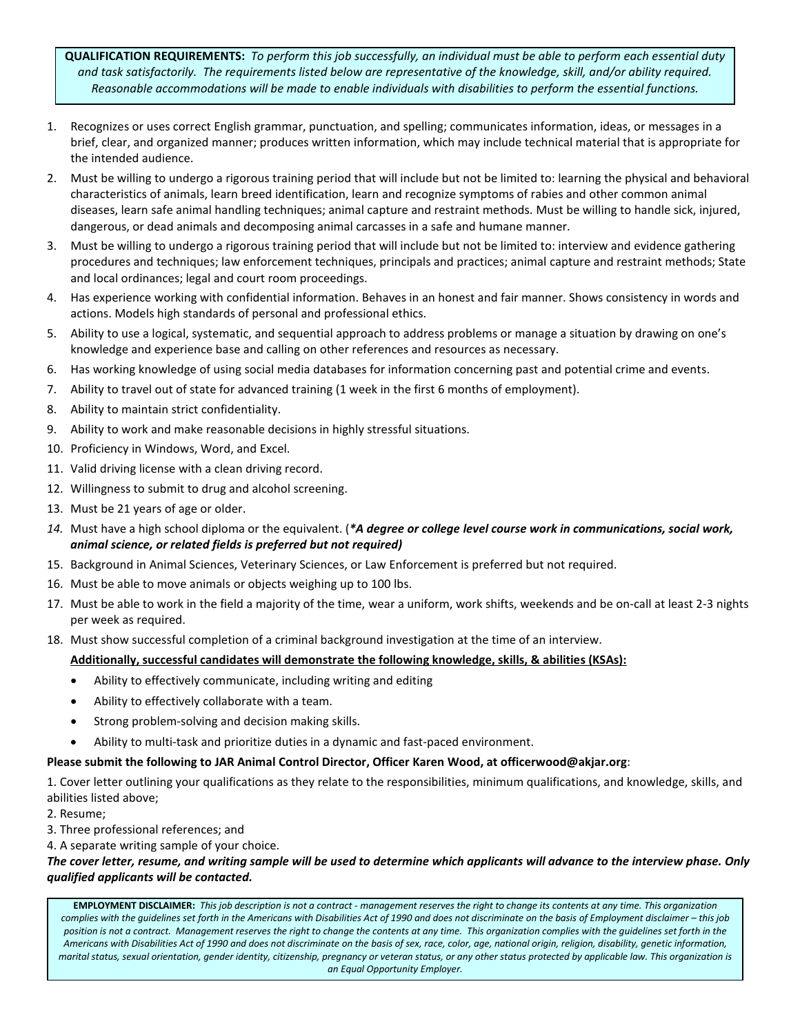**QUALIFICATION REQUIREMENTS:** *To perform this job successfully, an individual must be able to perform each essential duty and task satisfactorily. The requirements listed below are representative of the knowledge, skill, and/or ability required. Reasonable accommodations will be made to enable individuals with disabilities to perform the essential functions.*

1. Recognizes or uses correct English grammar, punctuation, and spelling; communicates information, ideas, or messages in a brief, clear, and organized manner; produces written information, which may include technical material that is appropriate for the intended audience.
2. Must be willing to undergo a rigorous training period that will include but not be limited to: learning the physical and behavioral characteristics of animals, learn breed identification, learn and recognize symptoms of rabies and other common animal diseases, learn safe animal handling techniques; animal capture and restraint methods. Must be willing to handle sick, injured, dangerous, or dead animals and decomposing animal carcasses in a safe and humane manner.
3. Must be willing to undergo a rigorous training period that will include but not be limited to: interview and evidence gathering procedures and techniques; law enforcement techniques, principals and practices; animal capture and restraint methods; State and local ordinances; legal and court room proceedings.
4. Has experience working with confidential information. Behaves in an honest and fair manner. Shows consistency in words and actions. Models high standards of personal and professional ethics.
5. Ability to use a logical, systematic, and sequential approach to address problems or manage a situation by drawing on one's knowledge and experience base and calling on other references and resources as necessary.
6. Has working knowledge of using social media databases for information concerning past and potential crime and events.
7. Ability to travel out of state for advanced training (1 week in the first 6 months of employment).
8. Ability to maintain strict confidentiality.
9. Ability to work and make reasonable decisions in highly stressful situations.
10. Proficiency in Windows, Word, and Excel.
11. Valid driving license with a clean driving record.
12. Willingness to submit to drug and alcohol screening.
13. Must be 21 years of age or older.
14. Must have a high school diploma or the equivalent. (***A degree or college level course work in communications, social work, animal science, or related fields is preferred but not required)***
15. Background in Animal Sciences, Veterinary Sciences, or Law Enforcement is preferred but not required.
16. Must be able to move animals or objects weighing up to 100 lbs.
17. Must be able to work in the field a majority of the time, wear a uniform, work shifts, weekends and be on-call at least 2-3 nights per week as required.
18. Must show successful completion of a criminal background investigation at the time of an interview.

**Additionally, successful candidates will demonstrate the following knowledge, skills, & abilities (KSAs):**

- Ability to effectively communicate, including writing and editing
- Ability to effectively collaborate with a team.
- Strong problem-solving and decision making skills.
- Ability to multi-task and prioritize duties in a dynamic and fast-paced environment.

**Please submit the following to JAR Animal Control Director, Officer Karen Wood, at officerwood@akjar.org**:

1. Cover letter outlining your qualifications as they relate to the responsibilities, minimum qualifications, and knowledge, skills, and abilities listed above;
2. Resume;
3. Three professional references; and
4. A separate writing sample of your choice.

***The cover letter, resume, and writing sample will be used to determine which applicants will advance to the interview phase. Only qualified applicants will be contacted.***

**EMPLOYMENT DISCLAIMER:** *This job description is not a contract - management reserves the right to change its contents at any time. This organization complies with the guidelines set forth in the Americans with Disabilities Act of 1990 and does not discriminate on the basis of Employment disclaimer – this job position is not a contract. Management reserves the right to change the contents at any time. This organization complies with the guidelines set forth in the Americans with Disabilities Act of 1990 and does not discriminate on the basis of sex, race, color, age, national origin, religion, disability, genetic information, marital status, sexual orientation, gender identity, citizenship, pregnancy or veteran status, or any other status protected by applicable law. This organization is an Equal Opportunity Employer.*